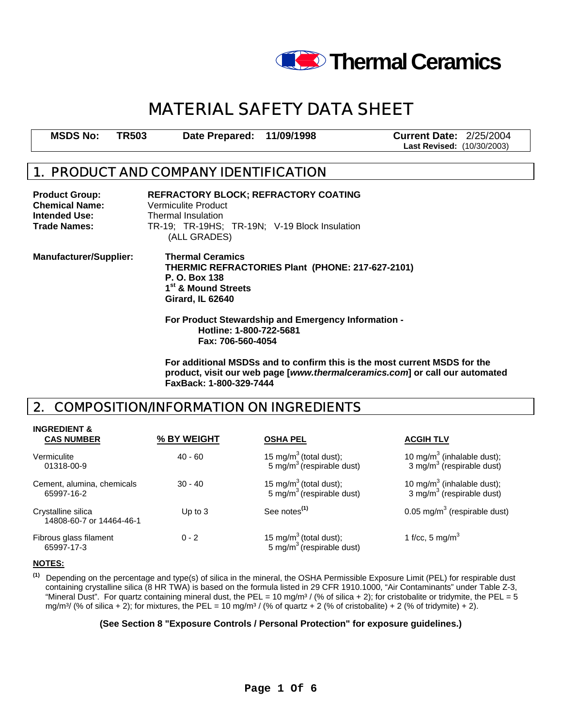Thermal Ceramics

# MATERIAL SAFETY DATA SHEET

| **MSDS No:** | **TR503** | **Date Prepared:** | **11/09/1998** | **Current Date:** 2/25/2004 **Last Revised:** (10/30/2003) |
|---|---|---|---|---|

## 1. PRODUCT AND COMPANY IDENTIFICATION

**Product Group:** **REFRACTORY BLOCK; REFRACTORY COATING**
**Chemical Name:** Vermiculite Product
**Intended Use:** Thermal Insulation
**Trade Names:** TR-19; TR-19HS; TR-19N; V-19 Block Insulation (ALL GRADES)

**Manufacturer/Supplier:**
**Thermal Ceramics**
**THERMIC REFRACTORIES Plant (PHONE: 217-627-2101)**
**P. O. Box 138**
**1st & Mound Streets**
**Girard, IL 62640**

**For Product Stewardship and Emergency Information -**
**Hotline: 1-800-722-5681**
**Fax: 706-560-4054**

**For additional MSDSs and to confirm this is the most current MSDS for the product, visit our web page [*www.thermalceramics.com*] or call our automated FaxBack: 1-800-329-7444**

## 2. COMPOSITION/INFORMATION ON INGREDIENTS

| INGREDIENT & CAS NUMBER | % BY WEIGHT | OSHA PEL | ACGIH TLV |
|---|---|---|---|
| Vermiculite 01318-00-9 | 40 - 60 | 15 mg/m$^3$ (total dust); 5 mg/m$^3$ (respirable dust) | 10 mg/m$^3$ (inhalable dust); 3 mg/m$^3$ (respirable dust) |
| Cement, alumina, chemicals 65997-16-2 | 30 - 40 | 15 mg/m$^3$ (total dust); 5 mg/m$^3$ (respirable dust) | 10 mg/m$^3$ (inhalable dust); 3 mg/m$^3$ (respirable dust) |
| Crystalline silica 14808-60-7 or 14464-46-1 | Up to 3 | See notes(1) | 0.05 mg/m$^3$ (respirable dust) |
| Fibrous glass filament 65997-17-3 | 0 - 2 | 15 mg/m$^3$ (total dust); 5 mg/m$^3$ (respirable dust) | 1 f/cc, 5 mg/m$^3$ |

**NOTES:**

(1) Depending on the percentage and type(s) of silica in the mineral, the OSHA Permissible Exposure Limit (PEL) for respirable dust containing crystalline silica (8 HR TWA) is based on the formula listed in 29 CFR 1910.1000, "Air Contaminants" under Table Z-3, "Mineral Dust". For quartz containing mineral dust, the PEL = 10 mg/m³ / (% of silica + 2); for cristobalite or tridymite, the PEL = 5 mg/m³/ (% of silica + 2); for mixtures, the PEL = 10 mg/m³ / (% of quartz + 2 (% of cristobalite) + 2 (% of tridymite) + 2).

**(See Section 8 "Exposure Controls / Personal Protection" for exposure guidelines.)**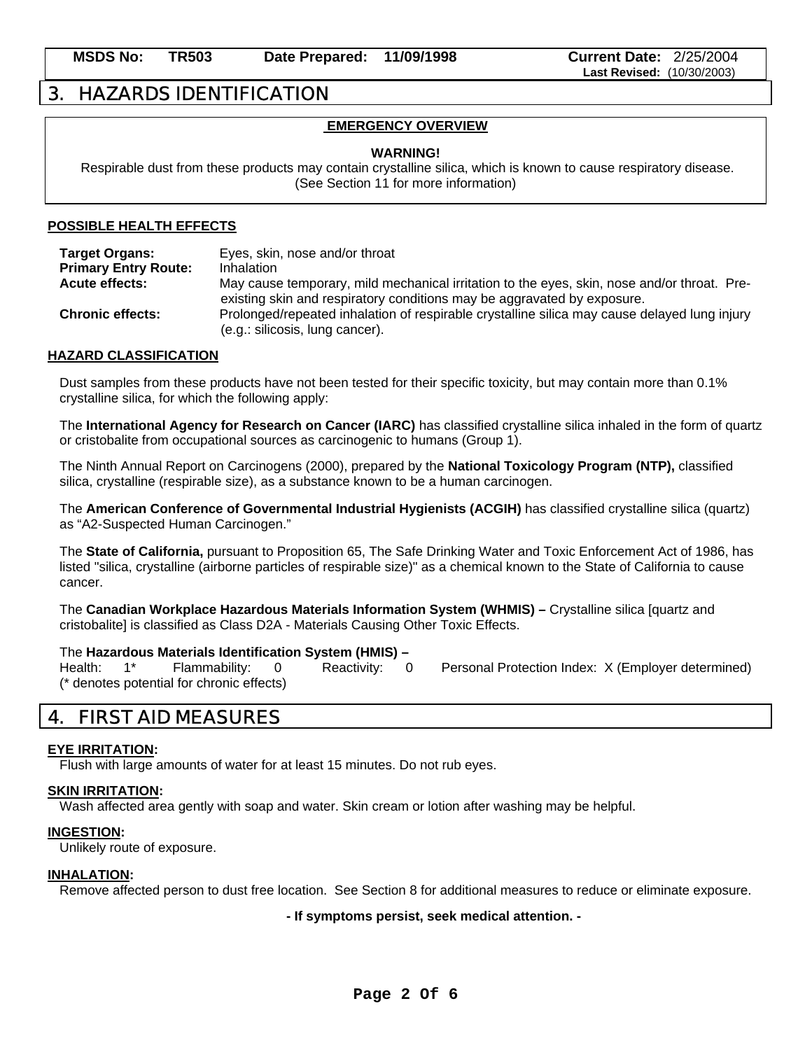## 3. HAZARDS IDENTIFICATION

**EMERGENCY OVERVIEW**

**WARNING!**

Respirable dust from these products may contain crystalline silica, which is known to cause respiratory disease. (See Section 11 for more information)

### POSSIBLE HEALTH EFFECTS

**Target Organs:** Eyes, skin, nose and/or throat

**Primary Entry Route:** Inhalation

**Acute effects:** May cause temporary, mild mechanical irritation to the eyes, skin, nose and/or throat. Pre-existing skin and respiratory conditions may be aggravated by exposure.

**Chronic effects:** Prolonged/repeated inhalation of respirable crystalline silica may cause delayed lung injury (e.g.: silicosis, lung cancer).

### HAZARD CLASSIFICATION

Dust samples from these products have not been tested for their specific toxicity, but may contain more than 0.1% crystalline silica, for which the following apply:

The **International Agency for Research on Cancer (IARC)** has classified crystalline silica inhaled in the form of quartz or cristobalite from occupational sources as carcinogenic to humans (Group 1).

The Ninth Annual Report on Carcinogens (2000), prepared by the **National Toxicology Program (NTP),** classified silica, crystalline (respirable size), as a substance known to be a human carcinogen.

The **American Conference of Governmental Industrial Hygienists (ACGIH)** has classified crystalline silica (quartz) as "A2-Suspected Human Carcinogen."

The **State of California,** pursuant to Proposition 65, The Safe Drinking Water and Toxic Enforcement Act of 1986, has listed "silica, crystalline (airborne particles of respirable size)" as a chemical known to the State of California to cause cancer.

The **Canadian Workplace Hazardous Materials Information System (WHMIS) –** Crystalline silica [quartz and cristobalite] is classified as Class D2A - Materials Causing Other Toxic Effects.

The **Hazardous Materials Identification System (HMIS) –**
Health: 1* Flammability: 0 Reactivity: 0 Personal Protection Index: X (Employer determined)
(* denotes potential for chronic effects)

## 4. FIRST AID MEASURES

**EYE IRRITATION:**
Flush with large amounts of water for at least 15 minutes. Do not rub eyes.

**SKIN IRRITATION:**
Wash affected area gently with soap and water. Skin cream or lotion after washing may be helpful.

**INGESTION:**
Unlikely route of exposure.

**INHALATION:**
Remove affected person to dust free location. See Section 8 for additional measures to reduce or eliminate exposure.

**- If symptoms persist, seek medical attention. -**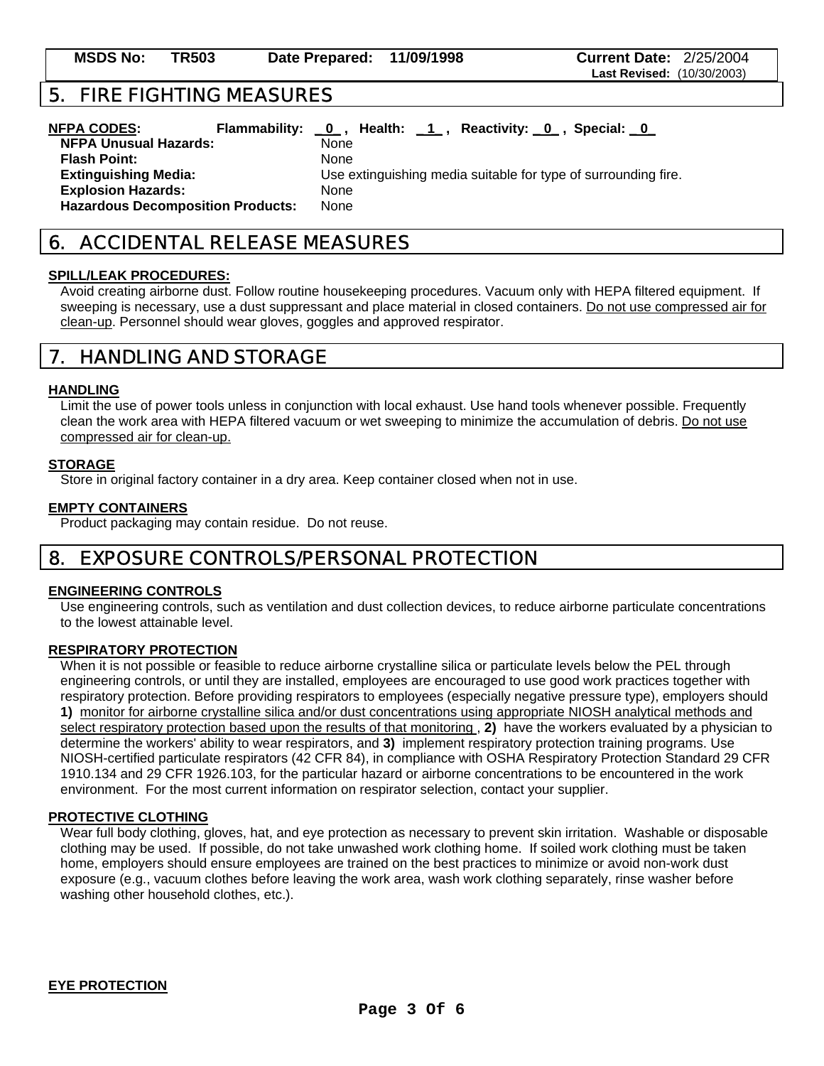## 5. FIRE FIGHTING MEASURES

**NFPA CODES:** **Flammability:** 0 , **Health:** 1 , **Reactivity:** 0 , **Special:** 0

| | |
|---|---|
| **NFPA Unusual Hazards:** | None |
| **Flash Point:** | None |
| **Extinguishing Media:** | Use extinguishing media suitable for type of surrounding fire. |
| **Explosion Hazards:** | None |
| **Hazardous Decomposition Products:** | None |

## 6. ACCIDENTAL RELEASE MEASURES

**SPILL/LEAK PROCEDURES:**

Avoid creating airborne dust. Follow routine housekeeping procedures. Vacuum only with HEPA filtered equipment. If sweeping is necessary, use a dust suppressant and place material in closed containers. Do not use compressed air for clean-up. Personnel should wear gloves, goggles and approved respirator.

## 7. HANDLING AND STORAGE

**HANDLING**

Limit the use of power tools unless in conjunction with local exhaust. Use hand tools whenever possible. Frequently clean the work area with HEPA filtered vacuum or wet sweeping to minimize the accumulation of debris. Do not use compressed air for clean-up.

**STORAGE**

Store in original factory container in a dry area. Keep container closed when not in use.

**EMPTY CONTAINERS**

Product packaging may contain residue. Do not reuse.

## 8. EXPOSURE CONTROLS/PERSONAL PROTECTION

**ENGINEERING CONTROLS**

Use engineering controls, such as ventilation and dust collection devices, to reduce airborne particulate concentrations to the lowest attainable level.

**RESPIRATORY PROTECTION**

When it is not possible or feasible to reduce airborne crystalline silica or particulate levels below the PEL through engineering controls, or until they are installed, employees are encouraged to use good work practices together with respiratory protection. Before providing respirators to employees (especially negative pressure type), employers should **1)** monitor for airborne crystalline silica and/or dust concentrations using appropriate NIOSH analytical methods and select respiratory protection based upon the results of that monitoring , **2)** have the workers evaluated by a physician to determine the workers' ability to wear respirators, and **3)** implement respiratory protection training programs. Use NIOSH-certified particulate respirators (42 CFR 84), in compliance with OSHA Respiratory Protection Standard 29 CFR 1910.134 and 29 CFR 1926.103, for the particular hazard or airborne concentrations to be encountered in the work environment. For the most current information on respirator selection, contact your supplier.

**PROTECTIVE CLOTHING**

Wear full body clothing, gloves, hat, and eye protection as necessary to prevent skin irritation. Washable or disposable clothing may be used. If possible, do not take unwashed work clothing home. If soiled work clothing must be taken home, employers should ensure employees are trained on the best practices to minimize or avoid non-work dust exposure (e.g., vacuum clothes before leaving the work area, wash work clothing separately, rinse washer before washing other household clothes, etc.).

**EYE PROTECTION**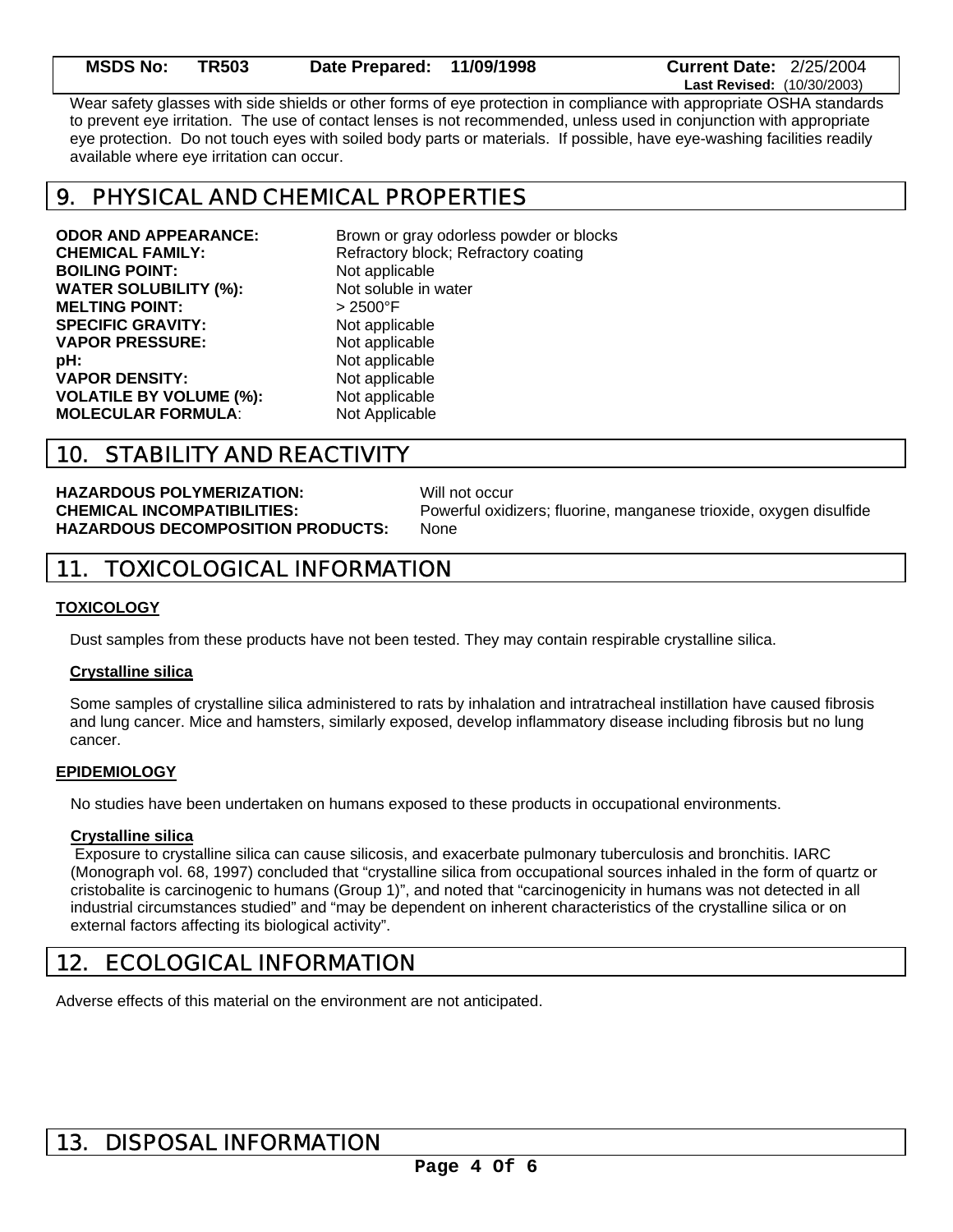Wear safety glasses with side shields or other forms of eye protection in compliance with appropriate OSHA standards to prevent eye irritation. The use of contact lenses is not recommended, unless used in conjunction with appropriate eye protection. Do not touch eyes with soiled body parts or materials. If possible, have eye-washing facilities readily available where eye irritation can occur.

## 9. PHYSICAL AND CHEMICAL PROPERTIES

**ODOR AND APPEARANCE:** Brown or gray odorless powder or blocks
**CHEMICAL FAMILY:** Refractory block; Refractory coating
**BOILING POINT:** Not applicable
**WATER SOLUBILITY (%):** Not soluble in water
**MELTING POINT:** > 2500°F
**SPECIFIC GRAVITY:** Not applicable
**VAPOR PRESSURE:** Not applicable
**pH:** Not applicable
**VAPOR DENSITY:** Not applicable
**VOLATILE BY VOLUME (%):** Not applicable
**MOLECULAR FORMULA**: Not Applicable

## 10. STABILITY AND REACTIVITY

**HAZARDOUS POLYMERIZATION:** Will not occur
**CHEMICAL INCOMPATIBILITIES:** Powerful oxidizers; fluorine, manganese trioxide, oxygen disulfide
**HAZARDOUS DECOMPOSITION PRODUCTS:** None

## 11. TOXICOLOGICAL INFORMATION

**TOXICOLOGY**

Dust samples from these products have not been tested. They may contain respirable crystalline silica.

**Crystalline silica**

Some samples of crystalline silica administered to rats by inhalation and intratracheal instillation have caused fibrosis and lung cancer. Mice and hamsters, similarly exposed, develop inflammatory disease including fibrosis but no lung cancer.

**EPIDEMIOLOGY**

No studies have been undertaken on humans exposed to these products in occupational environments.

**Crystalline silica**

Exposure to crystalline silica can cause silicosis, and exacerbate pulmonary tuberculosis and bronchitis. IARC (Monograph vol. 68, 1997) concluded that "crystalline silica from occupational sources inhaled in the form of quartz or cristobalite is carcinogenic to humans (Group 1)", and noted that "carcinogenicity in humans was not detected in all industrial circumstances studied" and "may be dependent on inherent characteristics of the crystalline silica or on external factors affecting its biological activity".

## 12. ECOLOGICAL INFORMATION

Adverse effects of this material on the environment are not anticipated.

## 13. DISPOSAL INFORMATION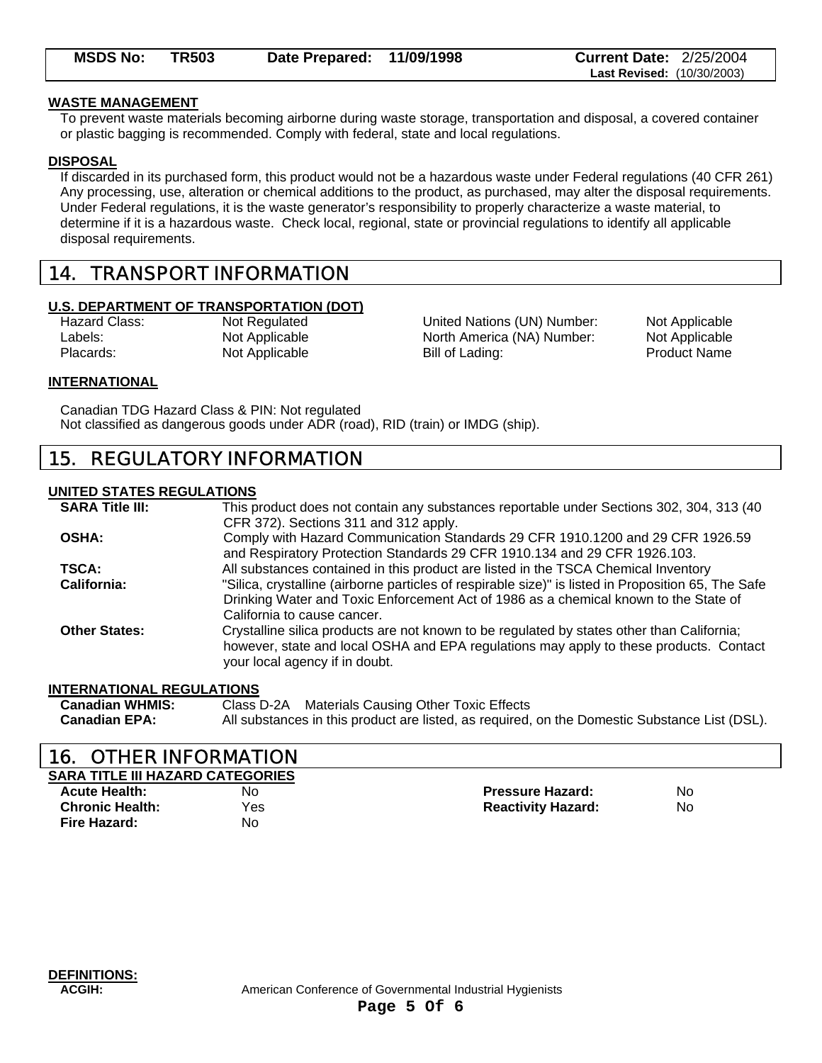**WASTE MANAGEMENT**

To prevent waste materials becoming airborne during waste storage, transportation and disposal, a covered container or plastic bagging is recommended. Comply with federal, state and local regulations.

**DISPOSAL**

If discarded in its purchased form, this product would not be a hazardous waste under Federal regulations (40 CFR 261) Any processing, use, alteration or chemical additions to the product, as purchased, may alter the disposal requirements. Under Federal regulations, it is the waste generator's responsibility to properly characterize a waste material, to determine if it is a hazardous waste. Check local, regional, state or provincial regulations to identify all applicable disposal requirements.

## 14. TRANSPORT INFORMATION

**U.S. DEPARTMENT OF TRANSPORTATION (DOT)**

| | | | |
|---|---|---|---|
| Hazard Class: | Not Regulated | United Nations (UN) Number: | Not Applicable |
| Labels: | Not Applicable | North America (NA) Number: | Not Applicable |
| Placards: | Not Applicable | Bill of Lading: | Product Name |

**INTERNATIONAL**

Canadian TDG Hazard Class & PIN: Not regulated
Not classified as dangerous goods under ADR (road), RID (train) or IMDG (ship).

## 15. REGULATORY INFORMATION

**UNITED STATES REGULATIONS**

| | |
|---|---|
| **SARA Title III:** | This product does not contain any substances reportable under Sections 302, 304, 313 (40 CFR 372). Sections 311 and 312 apply. |
| **OSHA:** | Comply with Hazard Communication Standards 29 CFR 1910.1200 and 29 CFR 1926.59 and Respiratory Protection Standards 29 CFR 1910.134 and 29 CFR 1926.103. |
| **TSCA:** | All substances contained in this product are listed in the TSCA Chemical Inventory |
| **California:** | "Silica, crystalline (airborne particles of respirable size)" is listed in Proposition 65, The Safe Drinking Water and Toxic Enforcement Act of 1986 as a chemical known to the State of California to cause cancer. |
| **Other States:** | Crystalline silica products are not known to be regulated by states other than California; however, state and local OSHA and EPA regulations may apply to these products. Contact your local agency if in doubt. |

**INTERNATIONAL REGULATIONS**

| | |
|---|---|
| **Canadian WHMIS:** | Class D-2A Materials Causing Other Toxic Effects |
| **Canadian EPA:** | All substances in this product are listed, as required, on the Domestic Substance List (DSL). |

## 16. OTHER INFORMATION

**SARA TITLE III HAZARD CATEGORIES**

| | | | |
|---|---|---|---|
| **Acute Health:** | No | **Pressure Hazard:** | No |
| **Chronic Health:** | Yes | **Reactivity Hazard:** | No |
| **Fire Hazard:** | No | | |

**DEFINITIONS:**

**ACGIH:** American Conference of Governmental Industrial Hygienists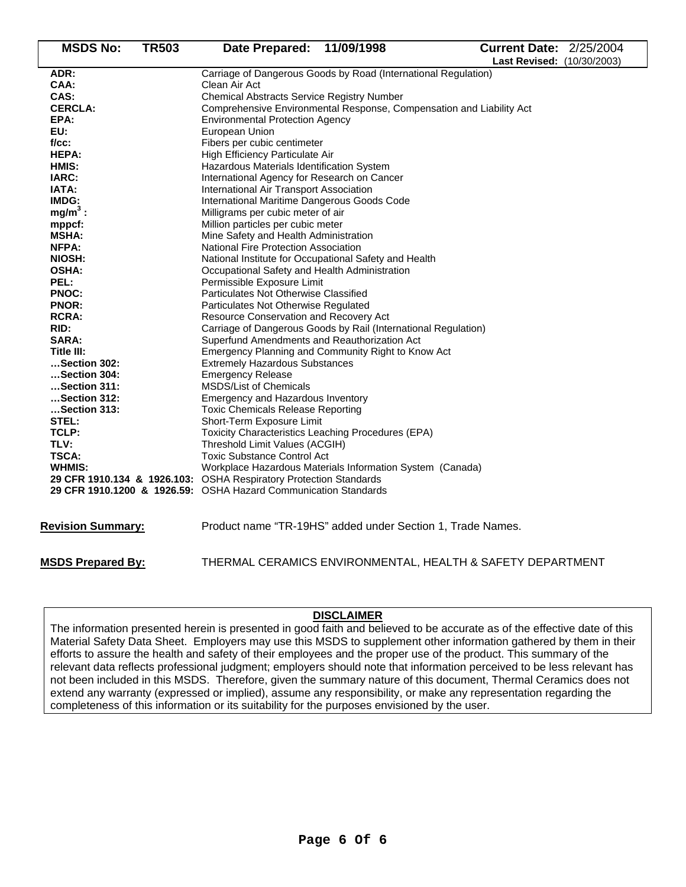| MSDS No: TR503 | Date Prepared: 11/09/1998 | Current Date: 2/25/2004 Last Revised: (10/30/2003) |
|---|---|---|

| | |
|---|---|
| **ADR:** | Carriage of Dangerous Goods by Road (International Regulation) |
| **CAA:** | Clean Air Act |
| **CAS:** | Chemical Abstracts Service Registry Number |
| **CERCLA:** | Comprehensive Environmental Response, Compensation and Liability Act |
| **EPA:** | Environmental Protection Agency |
| **EU:** | European Union |
| **f/cc:** | Fibers per cubic centimeter |
| **HEPA:** | High Efficiency Particulate Air |
| **HMIS:** | Hazardous Materials Identification System |
| **IARC:** | International Agency for Research on Cancer |
| **IATA:** | International Air Transport Association |
| **IMDG:** | International Maritime Dangerous Goods Code |
| **$mg/m^3$:** | Milligrams per cubic meter of air |
| **mppcf:** | Million particles per cubic meter |
| **MSHA:** | Mine Safety and Health Administration |
| **NFPA:** | National Fire Protection Association |
| **NIOSH:** | National Institute for Occupational Safety and Health |
| **OSHA:** | Occupational Safety and Health Administration |
| **PEL:** | Permissible Exposure Limit |
| **PNOC:** | Particulates Not Otherwise Classified |
| **PNOR:** | Particulates Not Otherwise Regulated |
| **RCRA:** | Resource Conservation and Recovery Act |
| **RID:** | Carriage of Dangerous Goods by Rail (International Regulation) |
| **SARA:** | Superfund Amendments and Reauthorization Act |
| **Title III:** | Emergency Planning and Community Right to Know Act |
| **…Section 302:** | Extremely Hazardous Substances |
| **…Section 304:** | Emergency Release |
| **…Section 311:** | MSDS/List of Chemicals |
| **…Section 312:** | Emergency and Hazardous Inventory |
| **…Section 313:** | Toxic Chemicals Release Reporting |
| **STEL:** | Short-Term Exposure Limit |
| **TCLP:** | Toxicity Characteristics Leaching Procedures (EPA) |
| **TLV:** | Threshold Limit Values (ACGIH) |
| **TSCA:** | Toxic Substance Control Act |
| **WHMIS:** | Workplace Hazardous Materials Information System (Canada) |
| **29 CFR 1910.134 & 1926.103:** | OSHA Respiratory Protection Standards |
| **29 CFR 1910.1200 & 1926.59:** | OSHA Hazard Communication Standards |

**Revision Summary:** Product name "TR-19HS" added under Section 1, Trade Names.

**MSDS Prepared By:** THERMAL CERAMICS ENVIRONMENTAL, HEALTH & SAFETY DEPARTMENT

**DISCLAIMER**

The information presented herein is presented in good faith and believed to be accurate as of the effective date of this Material Safety Data Sheet. Employers may use this MSDS to supplement other information gathered by them in their efforts to assure the health and safety of their employees and the proper use of the product. This summary of the relevant data reflects professional judgment; employers should note that information perceived to be less relevant has not been included in this MSDS. Therefore, given the summary nature of this document, Thermal Ceramics does not extend any warranty (expressed or implied), assume any responsibility, or make any representation regarding the completeness of this information or its suitability for the purposes envisioned by the user.